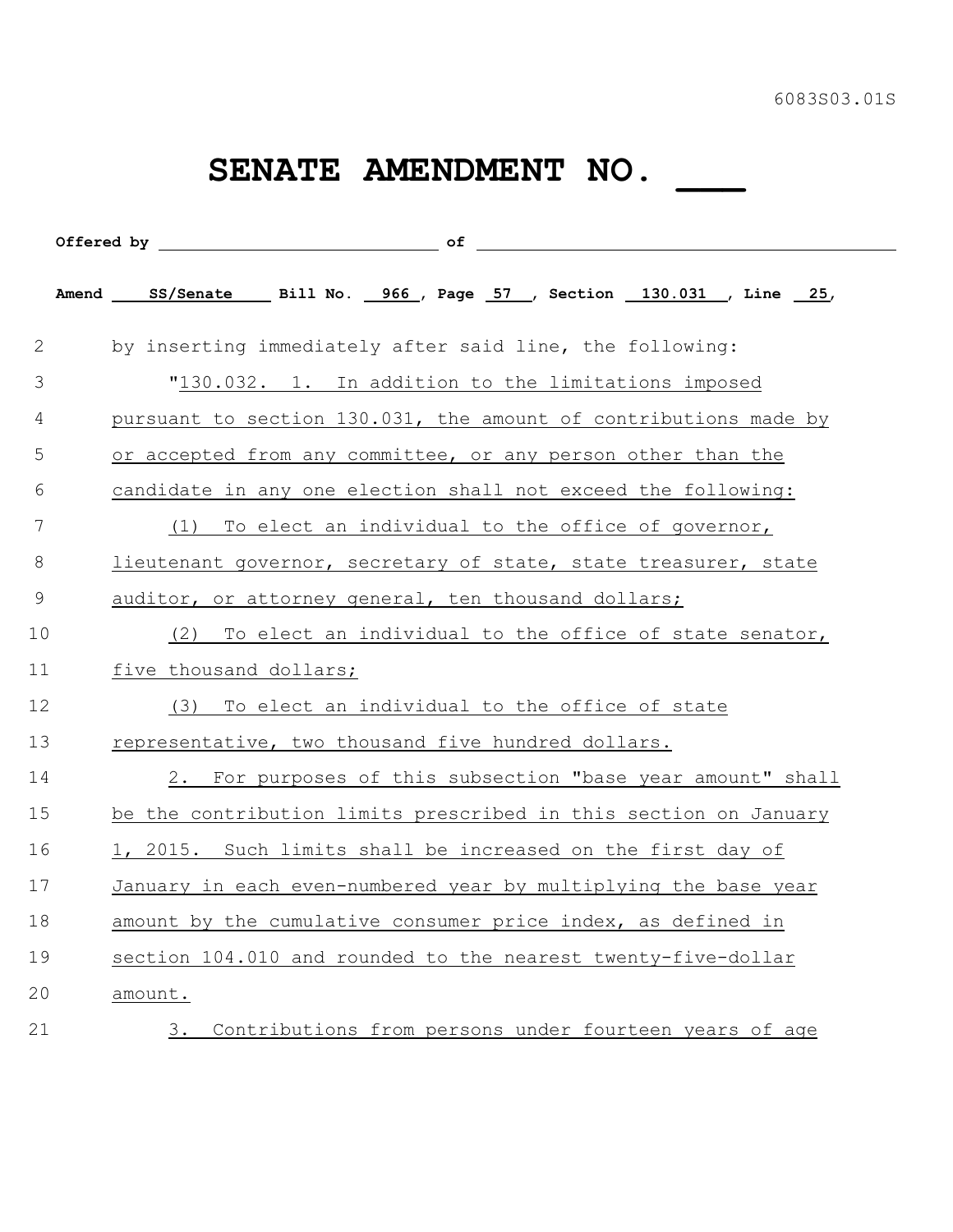6083S03.01S

# SENATE AMENDMENT NO. ___

**Offered by** ______________________________ **of** ______________________________________________

**Amend** ___SS/Senate___ **Bill No.** __966__, **Page** __57__, **Section** __130.031__, **Line** __25__,

by inserting immediately after said line, the following:

"130.032. 1. In addition to the limitations imposed pursuant to section 130.031, the amount of contributions made by or accepted from any committee, or any person other than the candidate in any one election shall not exceed the following:

(1) To elect an individual to the office of governor, lieutenant governor, secretary of state, state treasurer, state auditor, or attorney general, ten thousand dollars;

(2) To elect an individual to the office of state senator, five thousand dollars;

(3) To elect an individual to the office of state representative, two thousand five hundred dollars.

2. For purposes of this subsection "base year amount" shall be the contribution limits prescribed in this section on January 1, 2015. Such limits shall be increased on the first day of January in each even-numbered year by multiplying the base year amount by the cumulative consumer price index, as defined in section 104.010 and rounded to the nearest twenty-five-dollar amount.

3. Contributions from persons under fourteen years of age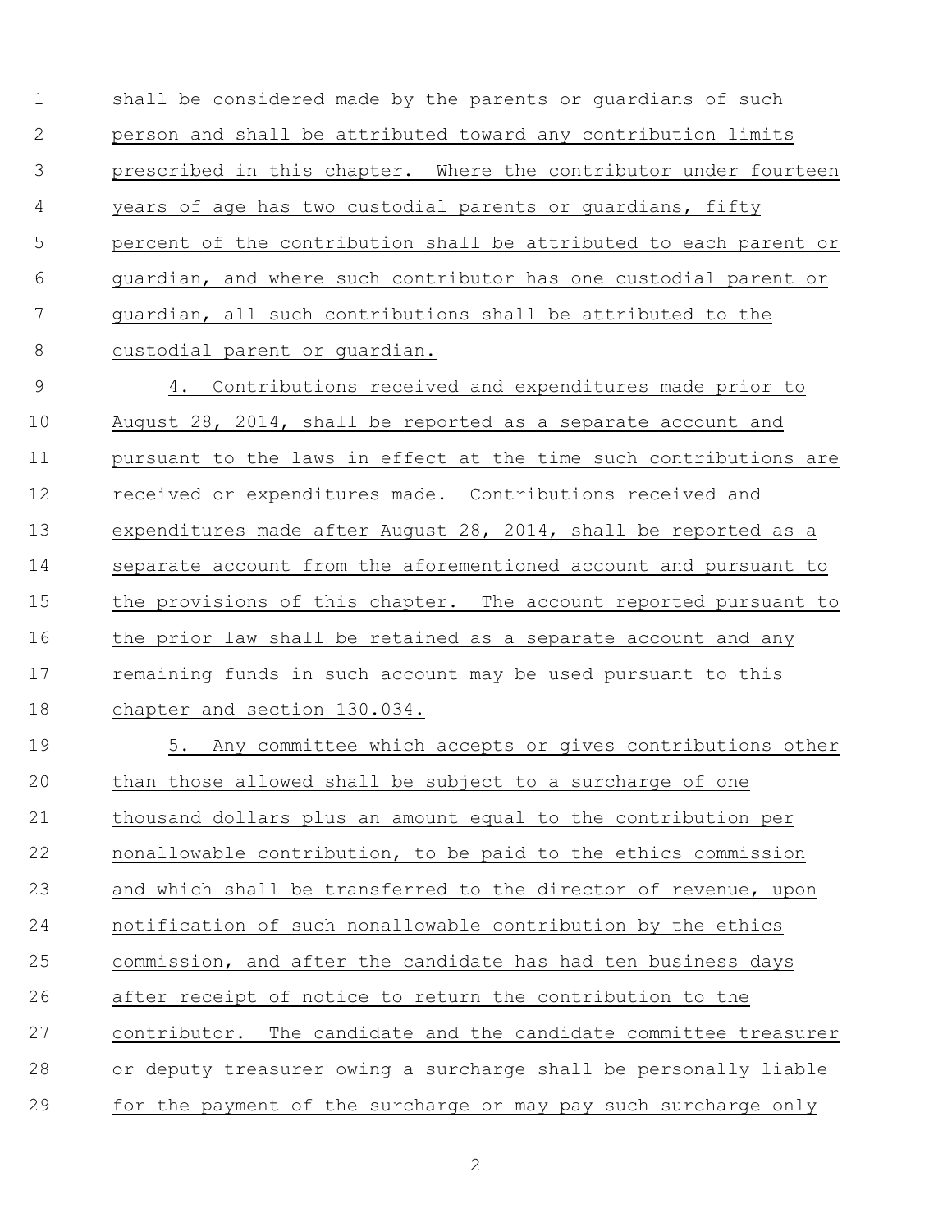shall be considered made by the parents or guardians of such person and shall be attributed toward any contribution limits prescribed in this chapter. Where the contributor under fourteen years of age has two custodial parents or guardians, fifty percent of the contribution shall be attributed to each parent or guardian, and where such contributor has one custodial parent or guardian, all such contributions shall be attributed to the custodial parent or guardian.

4. Contributions received and expenditures made prior to August 28, 2014, shall be reported as a separate account and pursuant to the laws in effect at the time such contributions are received or expenditures made. Contributions received and expenditures made after August 28, 2014, shall be reported as a separate account from the aforementioned account and pursuant to the provisions of this chapter. The account reported pursuant to the prior law shall be retained as a separate account and any remaining funds in such account may be used pursuant to this chapter and section 130.034.

5. Any committee which accepts or gives contributions other than those allowed shall be subject to a surcharge of one thousand dollars plus an amount equal to the contribution per nonallowable contribution, to be paid to the ethics commission and which shall be transferred to the director of revenue, upon notification of such nonallowable contribution by the ethics commission, and after the candidate has had ten business days after receipt of notice to return the contribution to the contributor. The candidate and the candidate committee treasurer or deputy treasurer owing a surcharge shall be personally liable for the payment of the surcharge or may pay such surcharge only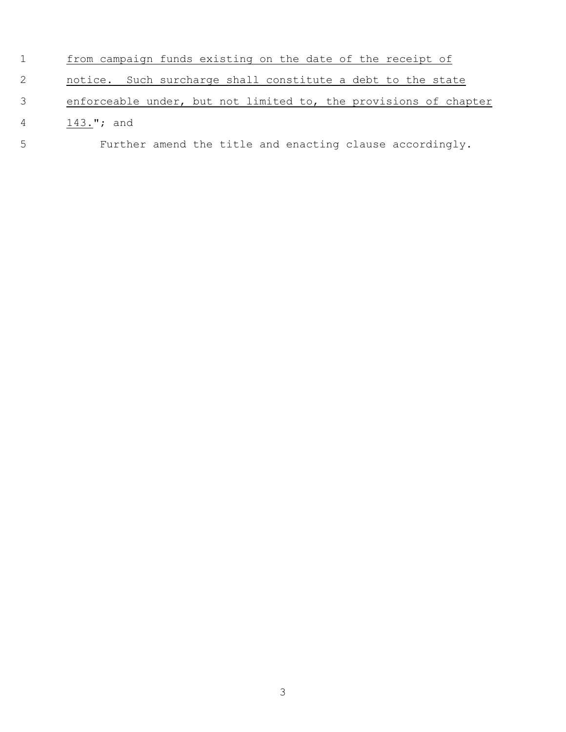from campaign funds existing on the date of the receipt of notice. Such surcharge shall constitute a debt to the state enforceable under, but not limited to, the provisions of chapter 143."; and

Further amend the title and enacting clause accordingly.